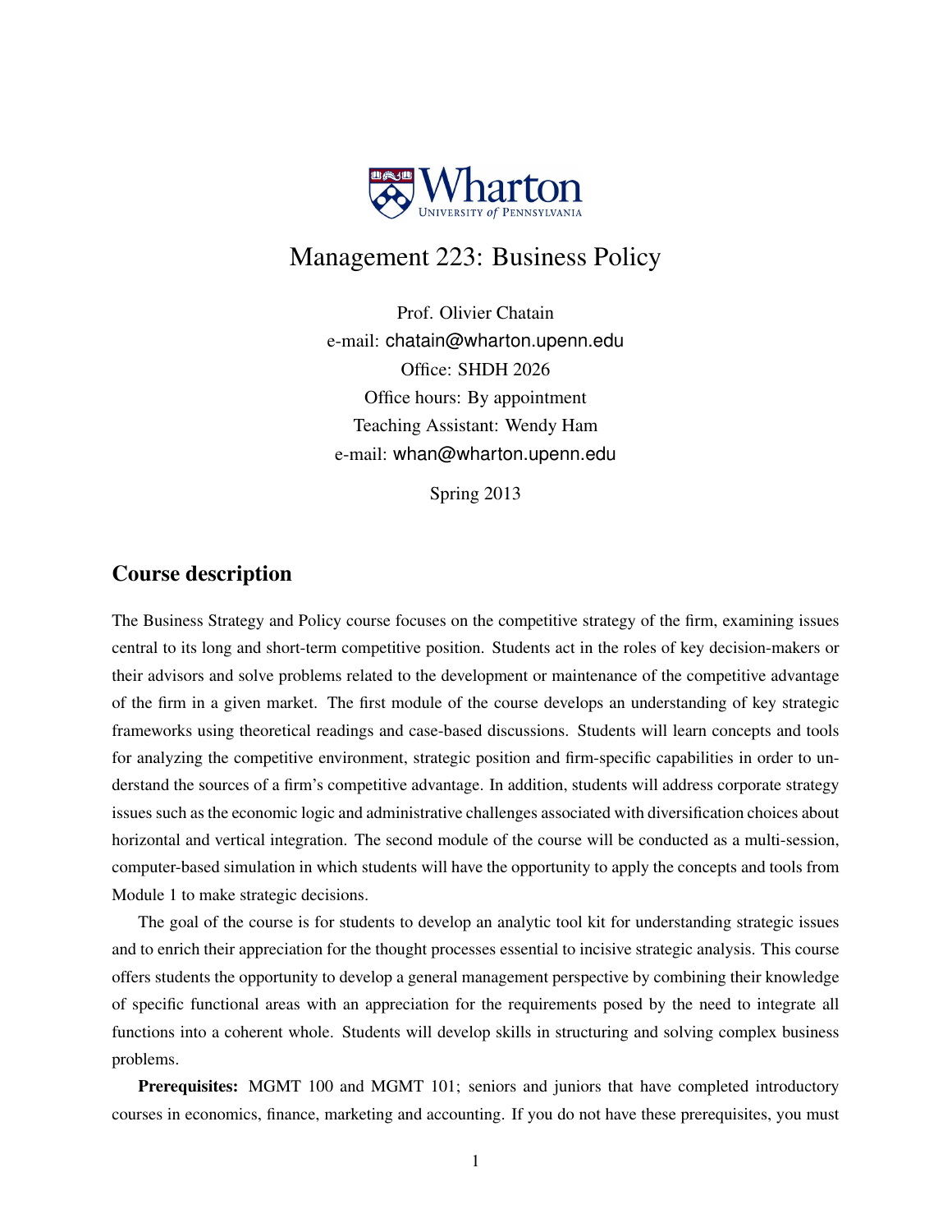# Management 223: Business Policy

Prof. Olivier Chatain
e-mail: chatain@wharton.upenn.edu
Office: SHDH 2026
Office hours: By appointment
Teaching Assistant: Wendy Ham
e-mail: whan@wharton.upenn.edu

Spring 2013

## Course description

The Business Strategy and Policy course focuses on the competitive strategy of the firm, examining issues central to its long and short-term competitive position. Students act in the roles of key decision-makers or their advisors and solve problems related to the development or maintenance of the competitive advantage of the firm in a given market. The first module of the course develops an understanding of key strategic frameworks using theoretical readings and case-based discussions. Students will learn concepts and tools for analyzing the competitive environment, strategic position and firm-specific capabilities in order to understand the sources of a firm's competitive advantage. In addition, students will address corporate strategy issues such as the economic logic and administrative challenges associated with diversification choices about horizontal and vertical integration. The second module of the course will be conducted as a multi-session, computer-based simulation in which students will have the opportunity to apply the concepts and tools from Module 1 to make strategic decisions.

The goal of the course is for students to develop an analytic tool kit for understanding strategic issues and to enrich their appreciation for the thought processes essential to incisive strategic analysis. This course offers students the opportunity to develop a general management perspective by combining their knowledge of specific functional areas with an appreciation for the requirements posed by the need to integrate all functions into a coherent whole. Students will develop skills in structuring and solving complex business problems.

**Prerequisites:** MGMT 100 and MGMT 101; seniors and juniors that have completed introductory courses in economics, finance, marketing and accounting. If you do not have these prerequisites, you must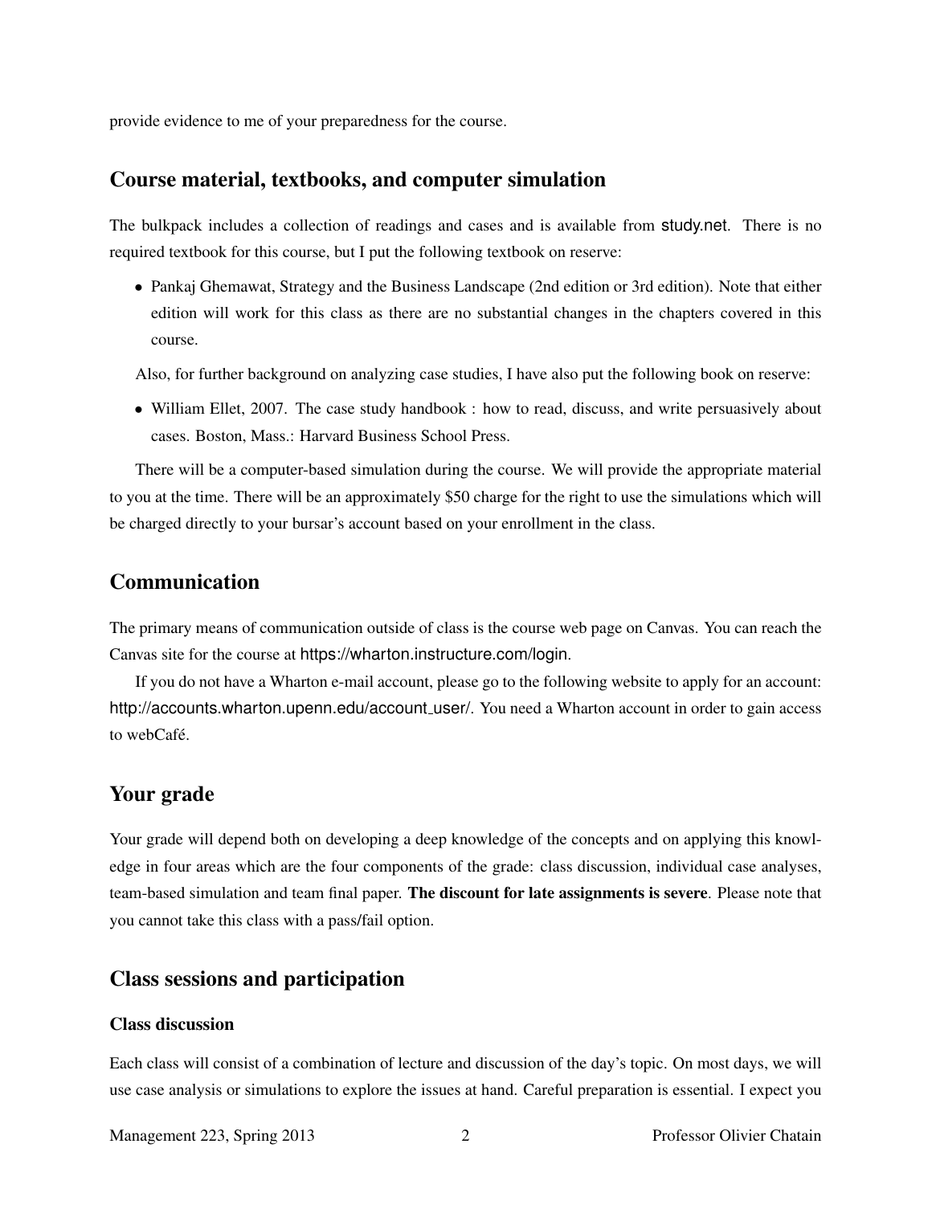provide evidence to me of your preparedness for the course.

## Course material, textbooks, and computer simulation

The bulkpack includes a collection of readings and cases and is available from study.net. There is no required textbook for this course, but I put the following textbook on reserve:

- Pankaj Ghemawat, Strategy and the Business Landscape (2nd edition or 3rd edition). Note that either edition will work for this class as there are no substantial changes in the chapters covered in this course.

Also, for further background on analyzing case studies, I have also put the following book on reserve:

- William Ellet, 2007. The case study handbook : how to read, discuss, and write persuasively about cases. Boston, Mass.: Harvard Business School Press.

There will be a computer-based simulation during the course. We will provide the appropriate material to you at the time. There will be an approximately $50 charge for the right to use the simulations which will be charged directly to your bursar's account based on your enrollment in the class.

## Communication

The primary means of communication outside of class is the course web page on Canvas. You can reach the Canvas site for the course at https://wharton.instructure.com/login.

If you do not have a Wharton e-mail account, please go to the following website to apply for an account: http://accounts.wharton.upenn.edu/account_user/. You need a Wharton account in order to gain access to webCafé.

## Your grade

Your grade will depend both on developing a deep knowledge of the concepts and on applying this knowledge in four areas which are the four components of the grade: class discussion, individual case analyses, team-based simulation and team final paper. **The discount for late assignments is severe**. Please note that you cannot take this class with a pass/fail option.

## Class sessions and participation

### Class discussion

Each class will consist of a combination of lecture and discussion of the day's topic. On most days, we will use case analysis or simulations to explore the issues at hand. Careful preparation is essential. I expect you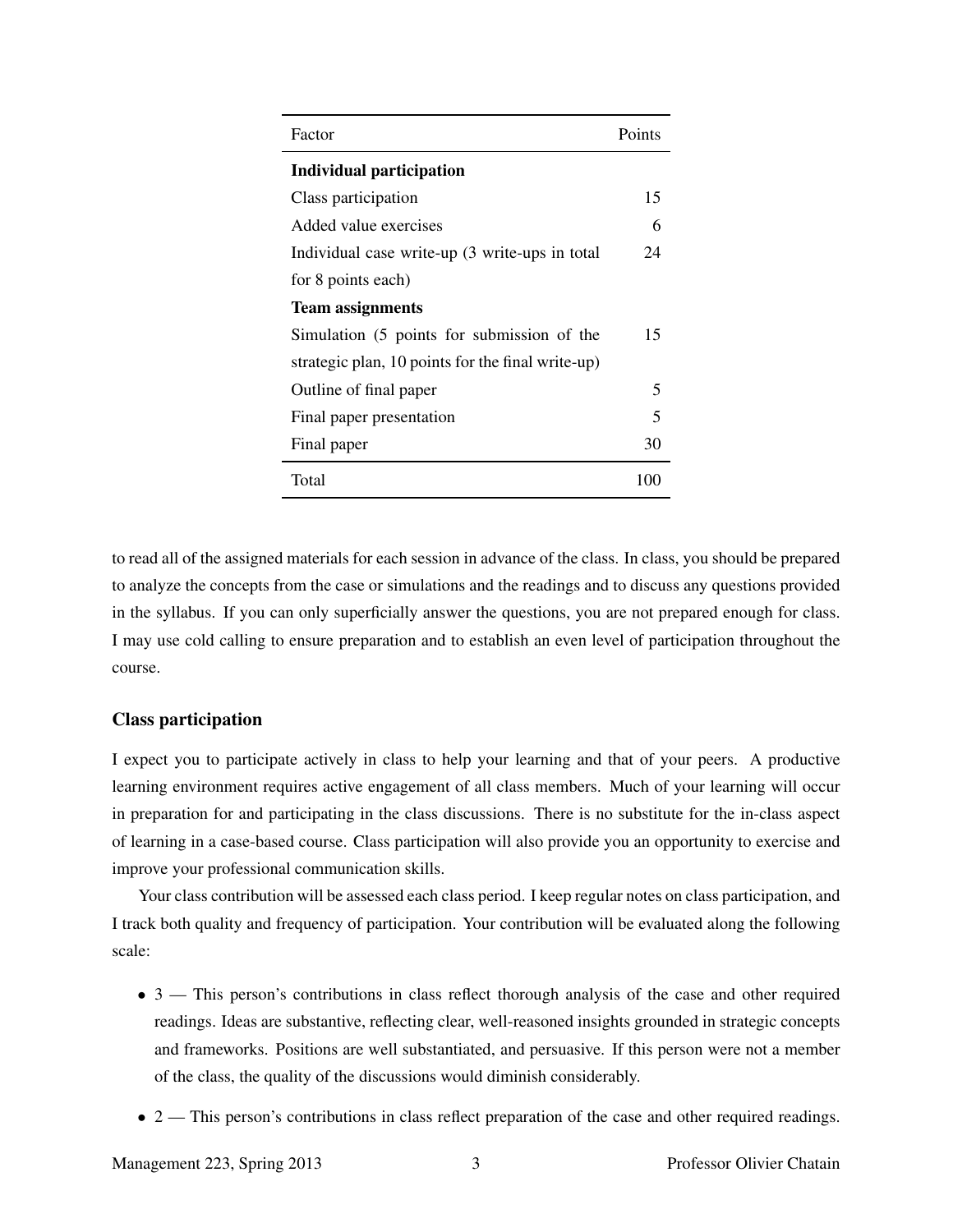| Factor | Points |
| --- | --- |
| **Individual participation** | |
| Class participation | 15 |
| Added value exercises | 6 |
| Individual case write-up (3 write-ups in total for 8 points each) | 24 |
| **Team assignments** | |
| Simulation (5 points for submission of the strategic plan, 10 points for the final write-up) | 15 |
| Outline of final paper | 5 |
| Final paper presentation | 5 |
| Final paper | 30 |
| Total | 100 |

to read all of the assigned materials for each session in advance of the class. In class, you should be prepared to analyze the concepts from the case or simulations and the readings and to discuss any questions provided in the syllabus. If you can only superficially answer the questions, you are not prepared enough for class. I may use cold calling to ensure preparation and to establish an even level of participation throughout the course.

### Class participation

I expect you to participate actively in class to help your learning and that of your peers. A productive learning environment requires active engagement of all class members. Much of your learning will occur in preparation for and participating in the class discussions. There is no substitute for the in-class aspect of learning in a case-based course. Class participation will also provide you an opportunity to exercise and improve your professional communication skills.

Your class contribution will be assessed each class period. I keep regular notes on class participation, and I track both quality and frequency of participation. Your contribution will be evaluated along the following scale:

- 3 — This person's contributions in class reflect thorough analysis of the case and other required readings. Ideas are substantive, reflecting clear, well-reasoned insights grounded in strategic concepts and frameworks. Positions are well substantiated, and persuasive. If this person were not a member of the class, the quality of the discussions would diminish considerably.
- 2 — This person's contributions in class reflect preparation of the case and other required readings.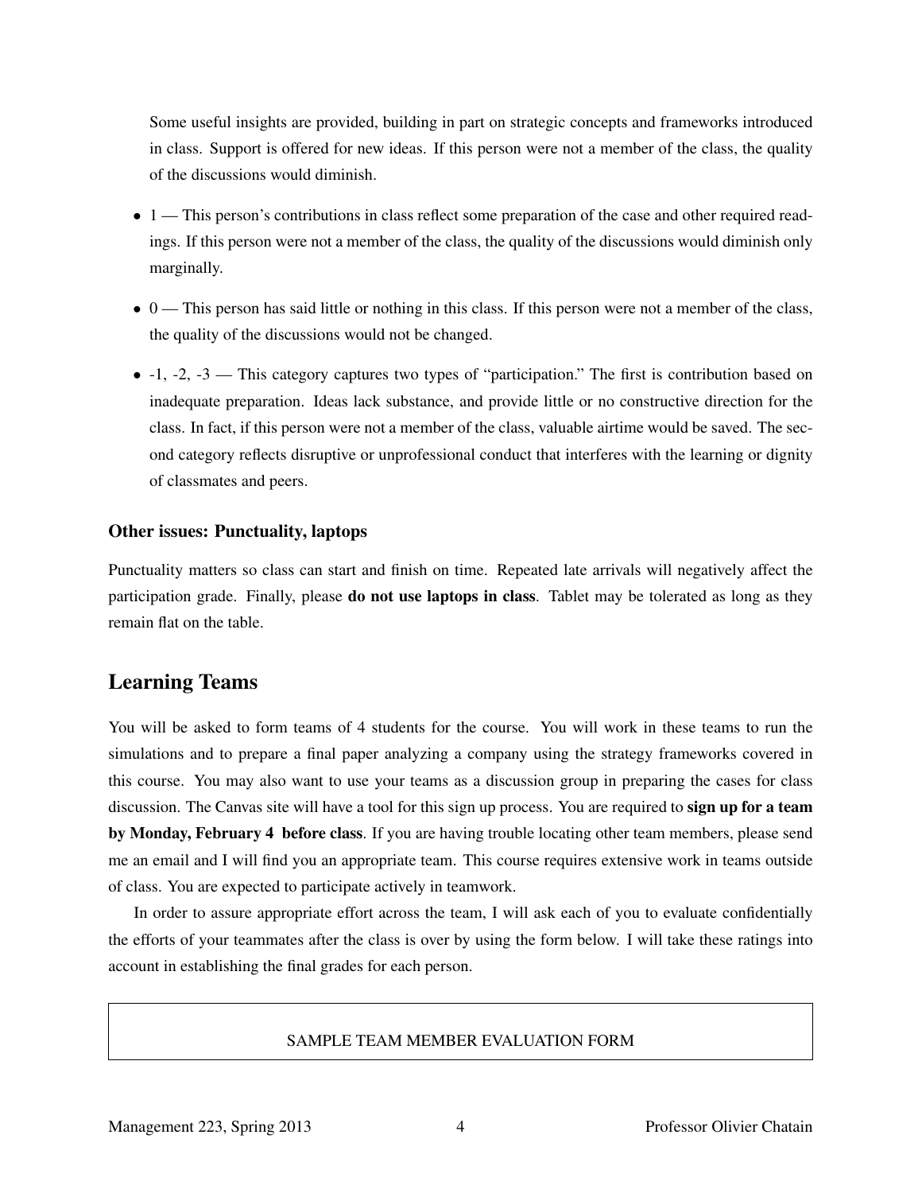Some useful insights are provided, building in part on strategic concepts and frameworks introduced in class. Support is offered for new ideas. If this person were not a member of the class, the quality of the discussions would diminish.

- 1 — This person's contributions in class reflect some preparation of the case and other required readings. If this person were not a member of the class, the quality of the discussions would diminish only marginally.
- 0 — This person has said little or nothing in this class. If this person were not a member of the class, the quality of the discussions would not be changed.
- -1, -2, -3 — This category captures two types of "participation." The first is contribution based on inadequate preparation. Ideas lack substance, and provide little or no constructive direction for the class. In fact, if this person were not a member of the class, valuable airtime would be saved. The second category reflects disruptive or unprofessional conduct that interferes with the learning or dignity of classmates and peers.

### Other issues: Punctuality, laptops

Punctuality matters so class can start and finish on time. Repeated late arrivals will negatively affect the participation grade. Finally, please **do not use laptops in class**. Tablet may be tolerated as long as they remain flat on the table.

## Learning Teams

You will be asked to form teams of 4 students for the course. You will work in these teams to run the simulations and to prepare a final paper analyzing a company using the strategy frameworks covered in this course. You may also want to use your teams as a discussion group in preparing the cases for class discussion. The Canvas site will have a tool for this sign up process. You are required to **sign up for a team by Monday, February 4 before class**. If you are having trouble locating other team members, please send me an email and I will find you an appropriate team. This course requires extensive work in teams outside of class. You are expected to participate actively in teamwork.

In order to assure appropriate effort across the team, I will ask each of you to evaluate confidentially the efforts of your teammates after the class is over by using the form below. I will take these ratings into account in establishing the final grades for each person.

SAMPLE TEAM MEMBER EVALUATION FORM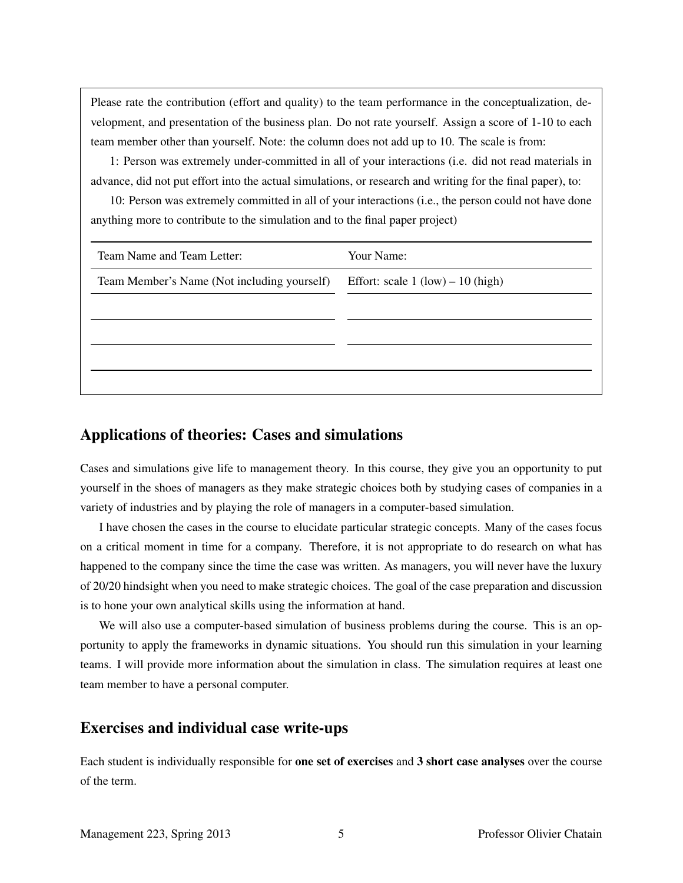Please rate the contribution (effort and quality) to the team performance in the conceptualization, development, and presentation of the business plan. Do not rate yourself. Assign a score of 1-10 to each team member other than yourself. Note: the column does not add up to 10. The scale is from:

1: Person was extremely under-committed in all of your interactions (i.e. did not read materials in advance, did not put effort into the actual simulations, or research and writing for the final paper), to:

10: Person was extremely committed in all of your interactions (i.e., the person could not have done anything more to contribute to the simulation and to the final paper project)

| Team Name and Team Letter: | Your Name: |
|---|---|
| Team Member's Name (Not including yourself) | Effort: scale 1 (low) – 10 (high) |
| | |
| | |
| | |

## Applications of theories: Cases and simulations

Cases and simulations give life to management theory. In this course, they give you an opportunity to put yourself in the shoes of managers as they make strategic choices both by studying cases of companies in a variety of industries and by playing the role of managers in a computer-based simulation.

I have chosen the cases in the course to elucidate particular strategic concepts. Many of the cases focus on a critical moment in time for a company. Therefore, it is not appropriate to do research on what has happened to the company since the time the case was written. As managers, you will never have the luxury of 20/20 hindsight when you need to make strategic choices. The goal of the case preparation and discussion is to hone your own analytical skills using the information at hand.

We will also use a computer-based simulation of business problems during the course. This is an opportunity to apply the frameworks in dynamic situations. You should run this simulation in your learning teams. I will provide more information about the simulation in class. The simulation requires at least one team member to have a personal computer.

## Exercises and individual case write-ups

Each student is individually responsible for **one set of exercises** and **3 short case analyses** over the course of the term.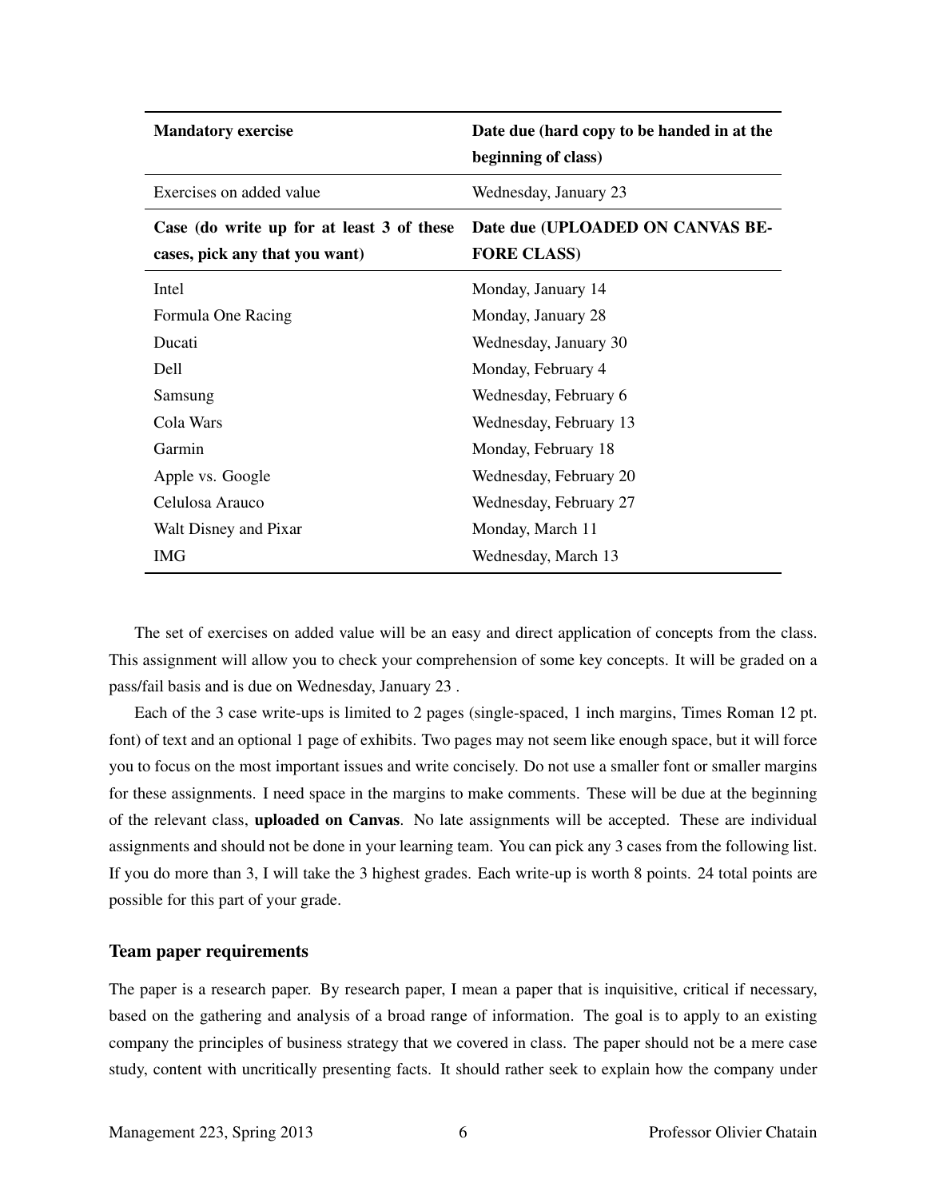| **Mandatory exercise** | **Date due (hard copy to be handed in at the beginning of class)** |
|---|---|
| Exercises on added value | Wednesday, January 23 |
| **Case (do write up for at least 3 of these cases, pick any that you want)** | **Date due (UPLOADED ON CANVAS BEFORE CLASS)** |
| Intel | Monday, January 14 |
| Formula One Racing | Monday, January 28 |
| Ducati | Wednesday, January 30 |
| Dell | Monday, February 4 |
| Samsung | Wednesday, February 6 |
| Cola Wars | Wednesday, February 13 |
| Garmin | Monday, February 18 |
| Apple vs. Google | Wednesday, February 20 |
| Celulosa Arauco | Wednesday, February 27 |
| Walt Disney and Pixar | Monday, March 11 |
| IMG | Wednesday, March 13 |

The set of exercises on added value will be an easy and direct application of concepts from the class. This assignment will allow you to check your comprehension of some key concepts. It will be graded on a pass/fail basis and is due on Wednesday, January 23 .

Each of the 3 case write-ups is limited to 2 pages (single-spaced, 1 inch margins, Times Roman 12 pt. font) of text and an optional 1 page of exhibits. Two pages may not seem like enough space, but it will force you to focus on the most important issues and write concisely. Do not use a smaller font or smaller margins for these assignments. I need space in the margins to make comments. These will be due at the beginning of the relevant class, **uploaded on Canvas**. No late assignments will be accepted. These are individual assignments and should not be done in your learning team. You can pick any 3 cases from the following list. If you do more than 3, I will take the 3 highest grades. Each write-up is worth 8 points. 24 total points are possible for this part of your grade.

### Team paper requirements

The paper is a research paper. By research paper, I mean a paper that is inquisitive, critical if necessary, based on the gathering and analysis of a broad range of information. The goal is to apply to an existing company the principles of business strategy that we covered in class. The paper should not be a mere case study, content with uncritically presenting facts. It should rather seek to explain how the company under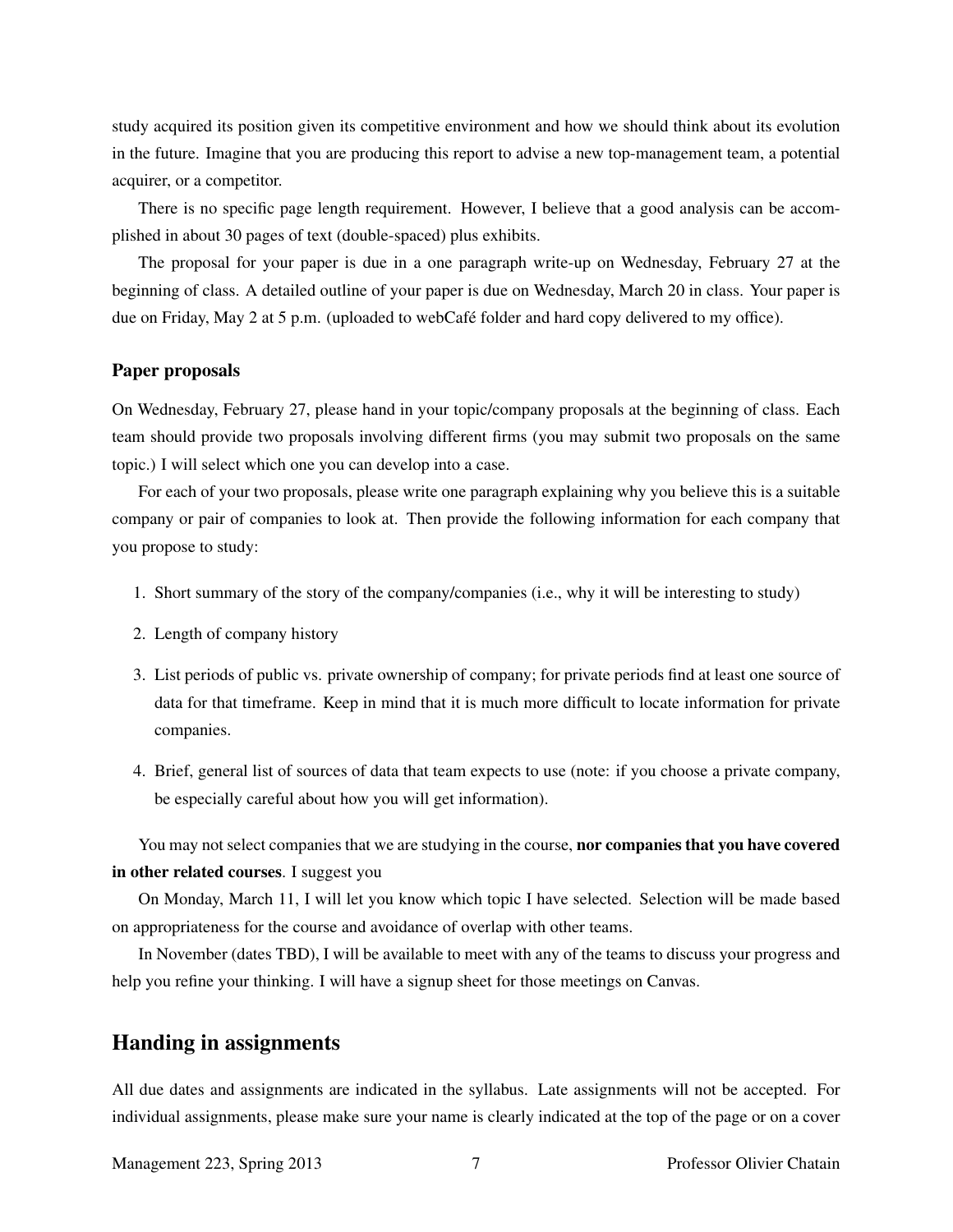study acquired its position given its competitive environment and how we should think about its evolution in the future. Imagine that you are producing this report to advise a new top-management team, a potential acquirer, or a competitor.

There is no specific page length requirement. However, I believe that a good analysis can be accomplished in about 30 pages of text (double-spaced) plus exhibits.

The proposal for your paper is due in a one paragraph write-up on Wednesday, February 27 at the beginning of class. A detailed outline of your paper is due on Wednesday, March 20 in class. Your paper is due on Friday, May 2 at 5 p.m. (uploaded to webCafé folder and hard copy delivered to my office).

### Paper proposals

On Wednesday, February 27, please hand in your topic/company proposals at the beginning of class. Each team should provide two proposals involving different firms (you may submit two proposals on the same topic.) I will select which one you can develop into a case.

For each of your two proposals, please write one paragraph explaining why you believe this is a suitable company or pair of companies to look at. Then provide the following information for each company that you propose to study:

1. Short summary of the story of the company/companies (i.e., why it will be interesting to study)
2. Length of company history
3. List periods of public vs. private ownership of company; for private periods find at least one source of data for that timeframe. Keep in mind that it is much more difficult to locate information for private companies.
4. Brief, general list of sources of data that team expects to use (note: if you choose a private company, be especially careful about how you will get information).

You may not select companies that we are studying in the course, **nor companies that you have covered in other related courses**. I suggest you

On Monday, March 11, I will let you know which topic I have selected. Selection will be made based on appropriateness for the course and avoidance of overlap with other teams.

In November (dates TBD), I will be available to meet with any of the teams to discuss your progress and help you refine your thinking. I will have a signup sheet for those meetings on Canvas.

## Handing in assignments

All due dates and assignments are indicated in the syllabus. Late assignments will not be accepted. For individual assignments, please make sure your name is clearly indicated at the top of the page or on a cover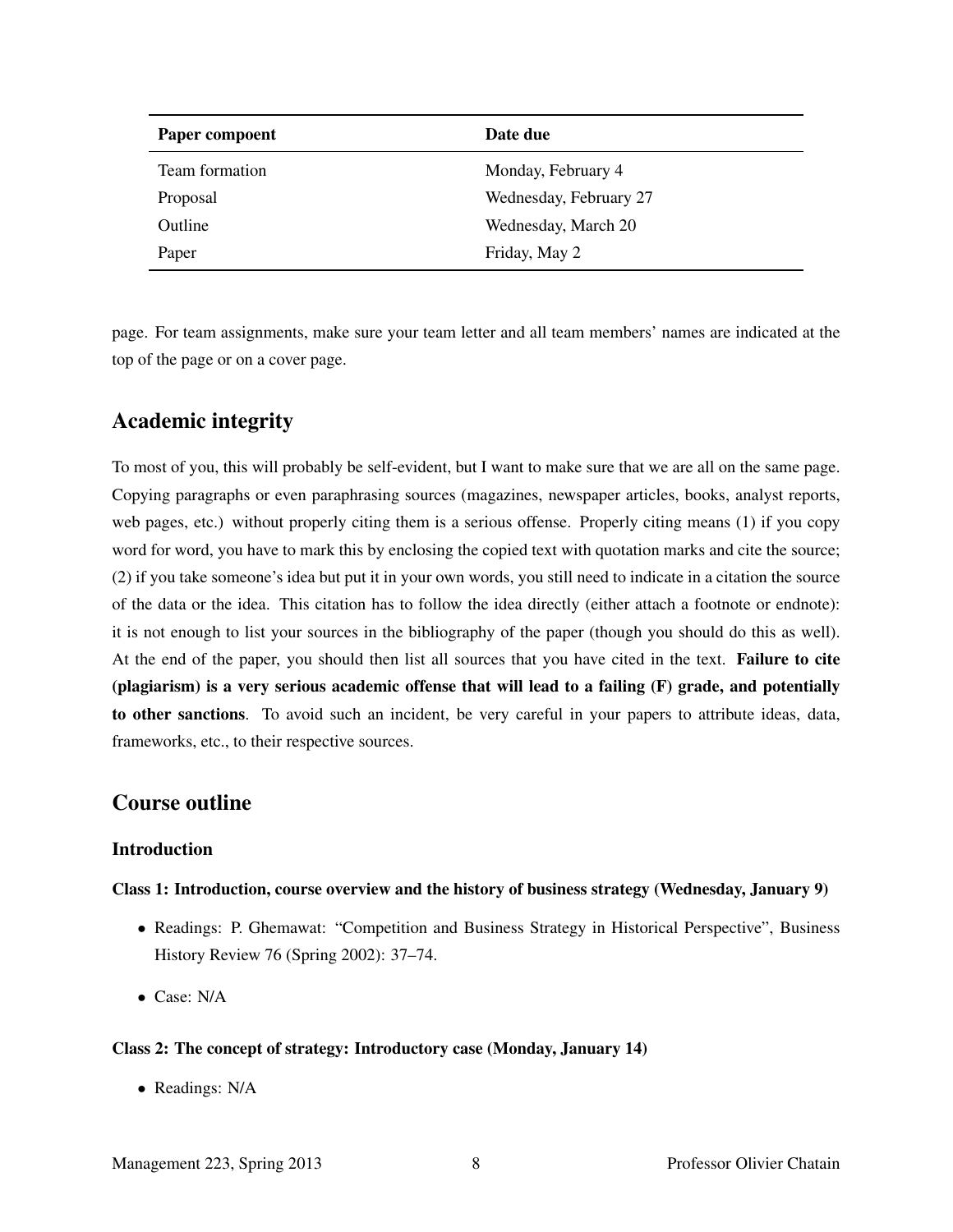| Paper compoent | Date due |
|---|---|
| Team formation | Monday, February 4 |
| Proposal | Wednesday, February 27 |
| Outline | Wednesday, March 20 |
| Paper | Friday, May 2 |

page. For team assignments, make sure your team letter and all team members' names are indicated at the top of the page or on a cover page.

## Academic integrity

To most of you, this will probably be self-evident, but I want to make sure that we are all on the same page. Copying paragraphs or even paraphrasing sources (magazines, newspaper articles, books, analyst reports, web pages, etc.) without properly citing them is a serious offense. Properly citing means (1) if you copy word for word, you have to mark this by enclosing the copied text with quotation marks and cite the source; (2) if you take someone's idea but put it in your own words, you still need to indicate in a citation the source of the data or the idea. This citation has to follow the idea directly (either attach a footnote or endnote): it is not enough to list your sources in the bibliography of the paper (though you should do this as well). At the end of the paper, you should then list all sources that you have cited in the text. **Failure to cite (plagiarism) is a very serious academic offense that will lead to a failing (F) grade, and potentially to other sanctions**. To avoid such an incident, be very careful in your papers to attribute ideas, data, frameworks, etc., to their respective sources.

## Course outline

### Introduction

#### Class 1: Introduction, course overview and the history of business strategy (Wednesday, January 9)

- Readings: P. Ghemawat: "Competition and Business Strategy in Historical Perspective", Business History Review 76 (Spring 2002): 37–74.
- Case: N/A

#### Class 2: The concept of strategy: Introductory case (Monday, January 14)

- Readings: N/A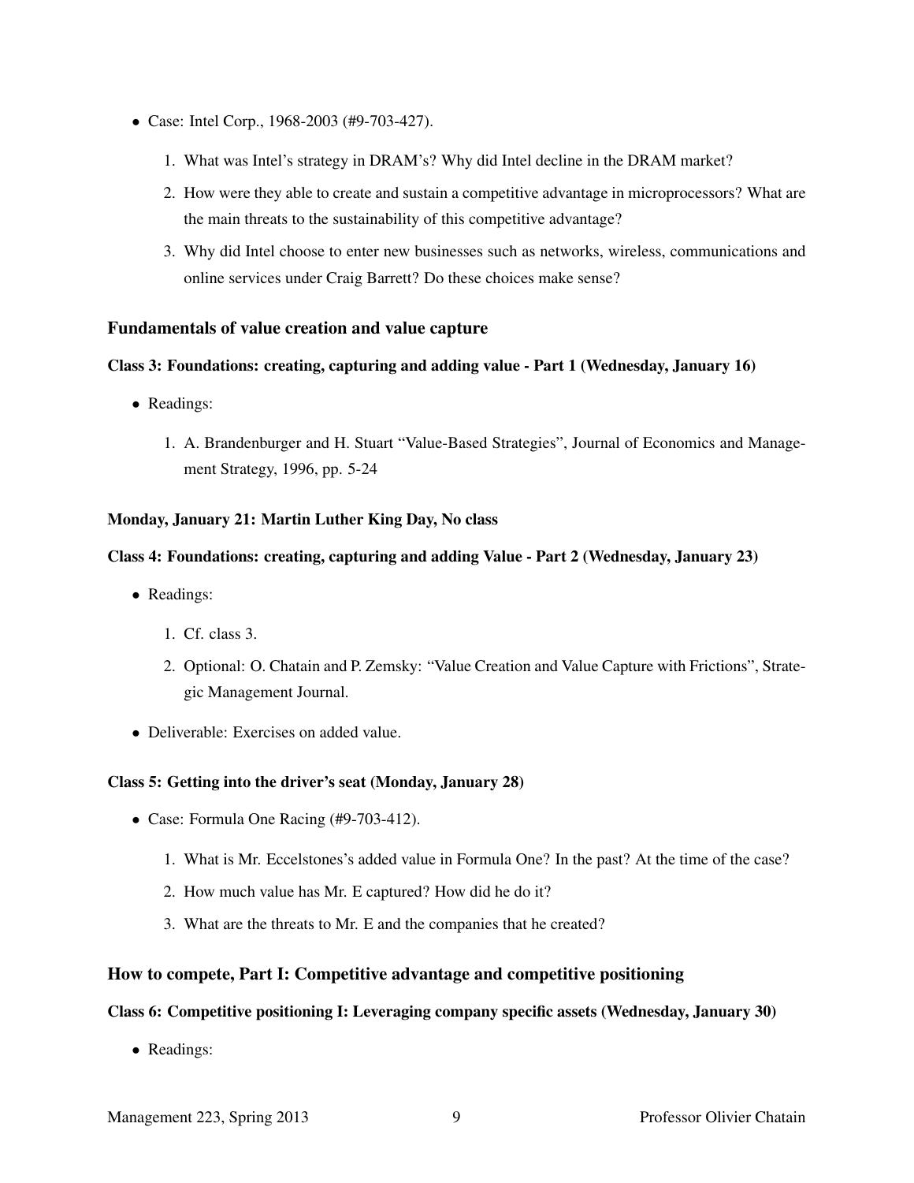- Case: Intel Corp., 1968-2003 (#9-703-427).
  1. What was Intel's strategy in DRAM's? Why did Intel decline in the DRAM market?
  2. How were they able to create and sustain a competitive advantage in microprocessors? What are the main threats to the sustainability of this competitive advantage?
  3. Why did Intel choose to enter new businesses such as networks, wireless, communications and online services under Craig Barrett? Do these choices make sense?

## Fundamentals of value creation and value capture

### Class 3: Foundations: creating, capturing and adding value - Part 1 (Wednesday, January 16)

- Readings:
  1. A. Brandenburger and H. Stuart "Value-Based Strategies", Journal of Economics and Management Strategy, 1996, pp. 5-24

### Monday, January 21: Martin Luther King Day, No class

### Class 4: Foundations: creating, capturing and adding Value - Part 2 (Wednesday, January 23)

- Readings:
  1. Cf. class 3.
  2. Optional: O. Chatain and P. Zemsky: "Value Creation and Value Capture with Frictions", Strategic Management Journal.
- Deliverable: Exercises on added value.

### Class 5: Getting into the driver's seat (Monday, January 28)

- Case: Formula One Racing (#9-703-412).
  1. What is Mr. Eccelstones's added value in Formula One? In the past? At the time of the case?
  2. How much value has Mr. E captured? How did he do it?
  3. What are the threats to Mr. E and the companies that he created?

## How to compete, Part I: Competitive advantage and competitive positioning

### Class 6: Competitive positioning I: Leveraging company specific assets (Wednesday, January 30)

- Readings: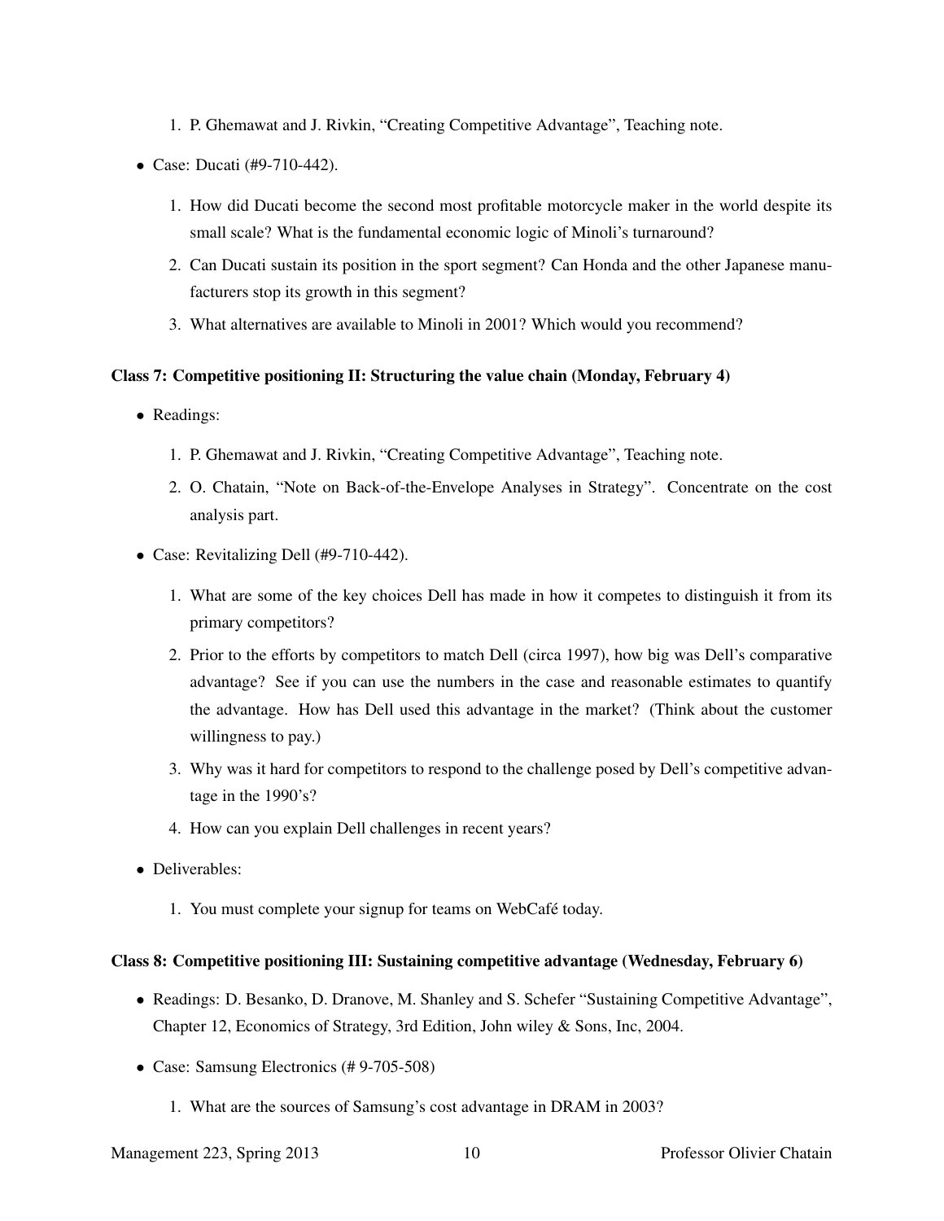1. P. Ghemawat and J. Rivkin, "Creating Competitive Advantage", Teaching note.

- Case: Ducati (#9-710-442).
  1. How did Ducati become the second most profitable motorcycle maker in the world despite its small scale? What is the fundamental economic logic of Minoli's turnaround?
  2. Can Ducati sustain its position in the sport segment? Can Honda and the other Japanese manufacturers stop its growth in this segment?
  3. What alternatives are available to Minoli in 2001? Which would you recommend?

**Class 7: Competitive positioning II: Structuring the value chain (Monday, February 4)**

- Readings:
  1. P. Ghemawat and J. Rivkin, "Creating Competitive Advantage", Teaching note.
  2. O. Chatain, "Note on Back-of-the-Envelope Analyses in Strategy". Concentrate on the cost analysis part.
- Case: Revitalizing Dell (#9-710-442).
  1. What are some of the key choices Dell has made in how it competes to distinguish it from its primary competitors?
  2. Prior to the efforts by competitors to match Dell (circa 1997), how big was Dell's comparative advantage? See if you can use the numbers in the case and reasonable estimates to quantify the advantage. How has Dell used this advantage in the market? (Think about the customer willingness to pay.)
  3. Why was it hard for competitors to respond to the challenge posed by Dell's competitive advantage in the 1990's?
  4. How can you explain Dell challenges in recent years?
- Deliverables:
  1. You must complete your signup for teams on WebCafé today.

**Class 8: Competitive positioning III: Sustaining competitive advantage (Wednesday, February 6)**

- Readings: D. Besanko, D. Dranove, M. Shanley and S. Schefer "Sustaining Competitive Advantage", Chapter 12, Economics of Strategy, 3rd Edition, John wiley & Sons, Inc, 2004.
- Case: Samsung Electronics (# 9-705-508)
  1. What are the sources of Samsung's cost advantage in DRAM in 2003?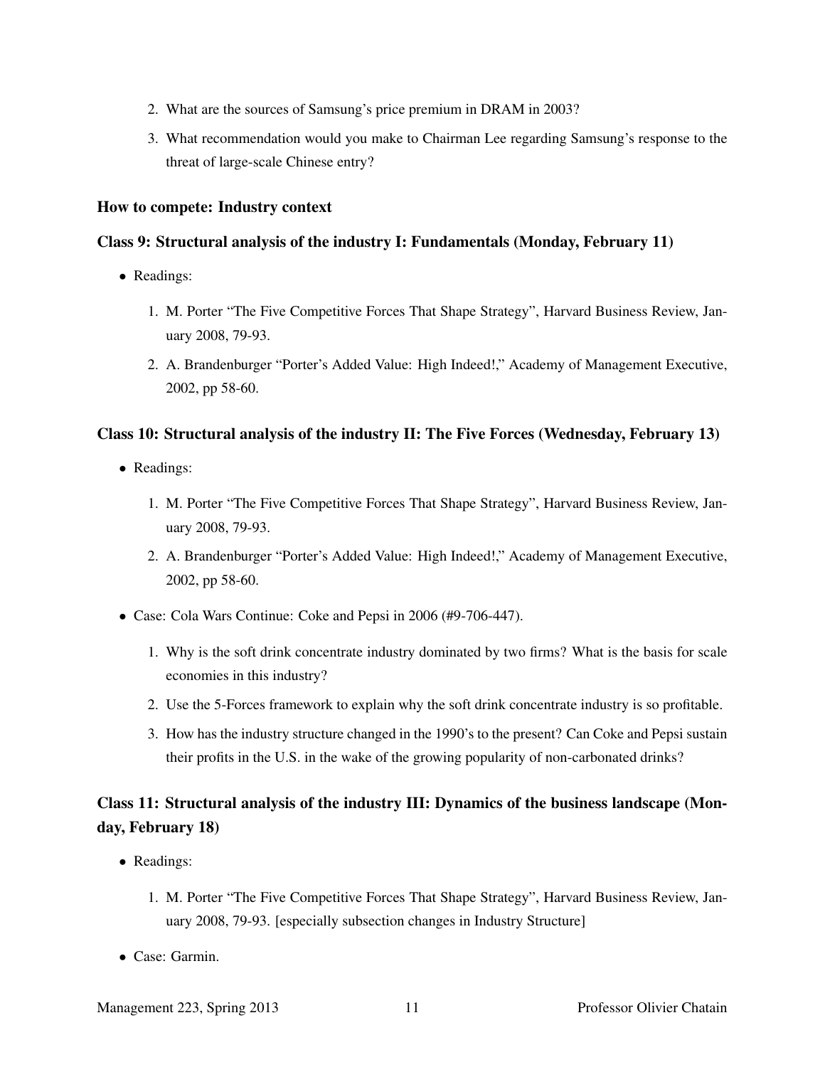2. What are the sources of Samsung's price premium in DRAM in 2003?
3. What recommendation would you make to Chairman Lee regarding Samsung's response to the threat of large-scale Chinese entry?

## How to compete: Industry context

### Class 9: Structural analysis of the industry I: Fundamentals (Monday, February 11)

- Readings:
  1. M. Porter "The Five Competitive Forces That Shape Strategy", Harvard Business Review, January 2008, 79-93.
  2. A. Brandenburger "Porter's Added Value: High Indeed!," Academy of Management Executive, 2002, pp 58-60.

### Class 10: Structural analysis of the industry II: The Five Forces (Wednesday, February 13)

- Readings:
  1. M. Porter "The Five Competitive Forces That Shape Strategy", Harvard Business Review, January 2008, 79-93.
  2. A. Brandenburger "Porter's Added Value: High Indeed!," Academy of Management Executive, 2002, pp 58-60.
- Case: Cola Wars Continue: Coke and Pepsi in 2006 (#9-706-447).
  1. Why is the soft drink concentrate industry dominated by two firms? What is the basis for scale economies in this industry?
  2. Use the 5-Forces framework to explain why the soft drink concentrate industry is so profitable.
  3. How has the industry structure changed in the 1990's to the present? Can Coke and Pepsi sustain their profits in the U.S. in the wake of the growing popularity of non-carbonated drinks?

### Class 11: Structural analysis of the industry III: Dynamics of the business landscape (Monday, February 18)

- Readings:
  1. M. Porter "The Five Competitive Forces That Shape Strategy", Harvard Business Review, January 2008, 79-93. [especially subsection changes in Industry Structure]
- Case: Garmin.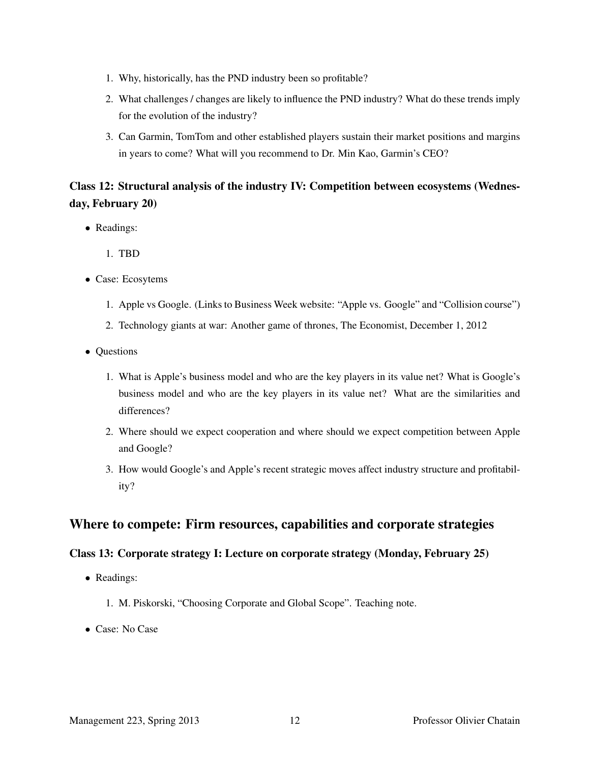1. Why, historically, has the PND industry been so profitable?
2. What challenges / changes are likely to influence the PND industry? What do these trends imply for the evolution of the industry?
3. Can Garmin, TomTom and other established players sustain their market positions and margins in years to come? What will you recommend to Dr. Min Kao, Garmin's CEO?

### Class 12: Structural analysis of the industry IV: Competition between ecosystems (Wednesday, February 20)

- Readings:
  1. TBD
- Case: Ecosytems
  1. Apple vs Google. (Links to Business Week website: "Apple vs. Google" and "Collision course")
  2. Technology giants at war: Another game of thrones, The Economist, December 1, 2012
- Questions
  1. What is Apple's business model and who are the key players in its value net? What is Google's business model and who are the key players in its value net? What are the similarities and differences?
  2. Where should we expect cooperation and where should we expect competition between Apple and Google?
  3. How would Google's and Apple's recent strategic moves affect industry structure and profitability?

## Where to compete: Firm resources, capabilities and corporate strategies

### Class 13: Corporate strategy I: Lecture on corporate strategy (Monday, February 25)

- Readings:
  1. M. Piskorski, "Choosing Corporate and Global Scope". Teaching note.
- Case: No Case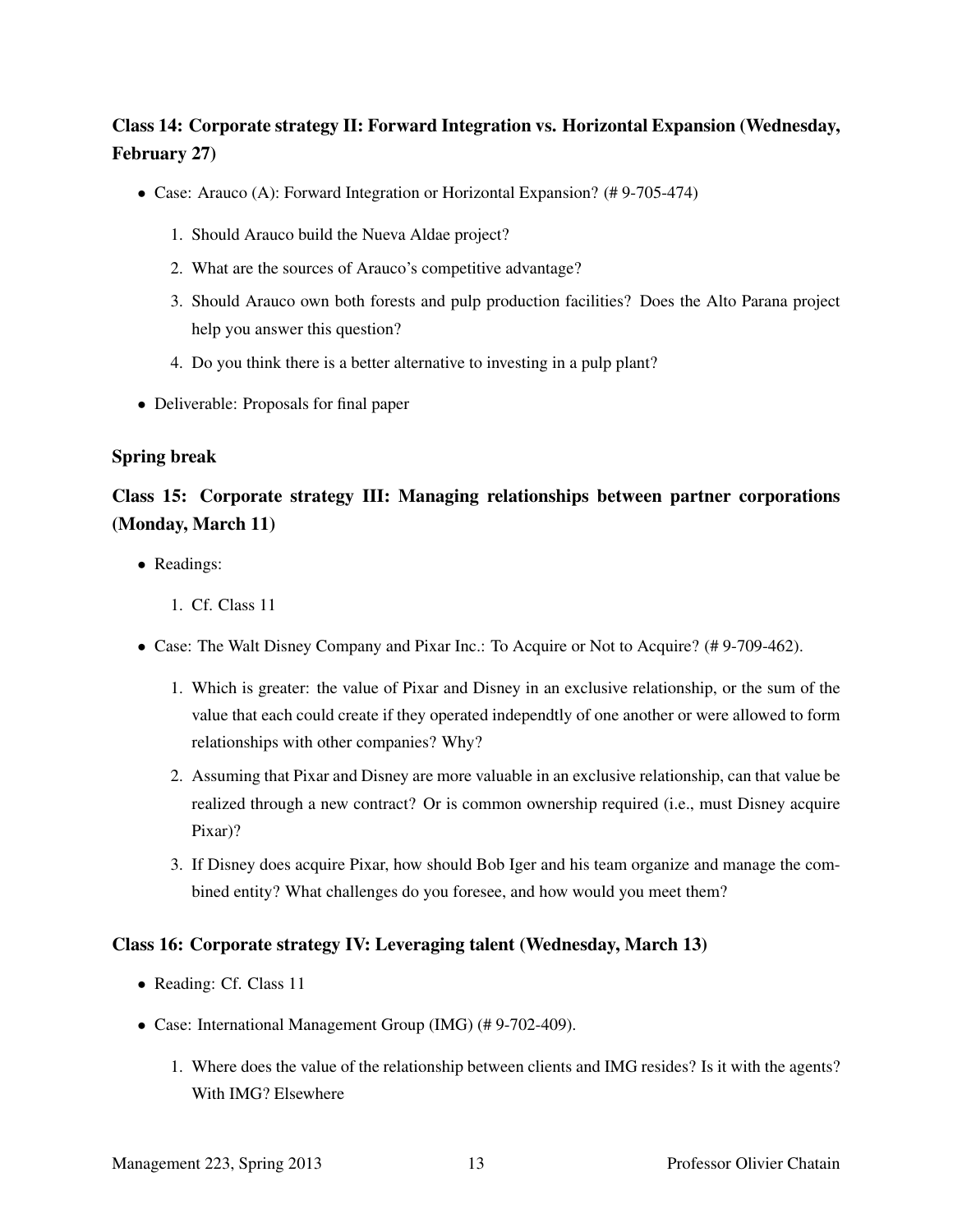### Class 14: Corporate strategy II: Forward Integration vs. Horizontal Expansion (Wednesday, February 27)

- Case: Arauco (A): Forward Integration or Horizontal Expansion? (# 9-705-474)
    1. Should Arauco build the Nueva Aldae project?
    2. What are the sources of Arauco's competitive advantage?
    3. Should Arauco own both forests and pulp production facilities? Does the Alto Parana project help you answer this question?
    4. Do you think there is a better alternative to investing in a pulp plant?
- Deliverable: Proposals for final paper

### Spring break

### Class 15: Corporate strategy III: Managing relationships between partner corporations (Monday, March 11)

- Readings:
    1. Cf. Class 11
- Case: The Walt Disney Company and Pixar Inc.: To Acquire or Not to Acquire? (# 9-709-462).
    1. Which is greater: the value of Pixar and Disney in an exclusive relationship, or the sum of the value that each could create if they operated independtly of one another or were allowed to form relationships with other companies? Why?
    2. Assuming that Pixar and Disney are more valuable in an exclusive relationship, can that value be realized through a new contract? Or is common ownership required (i.e., must Disney acquire Pixar)?
    3. If Disney does acquire Pixar, how should Bob Iger and his team organize and manage the combined entity? What challenges do you foresee, and how would you meet them?

### Class 16: Corporate strategy IV: Leveraging talent (Wednesday, March 13)

- Reading: Cf. Class 11
- Case: International Management Group (IMG) (# 9-702-409).
    1. Where does the value of the relationship between clients and IMG resides? Is it with the agents? With IMG? Elsewhere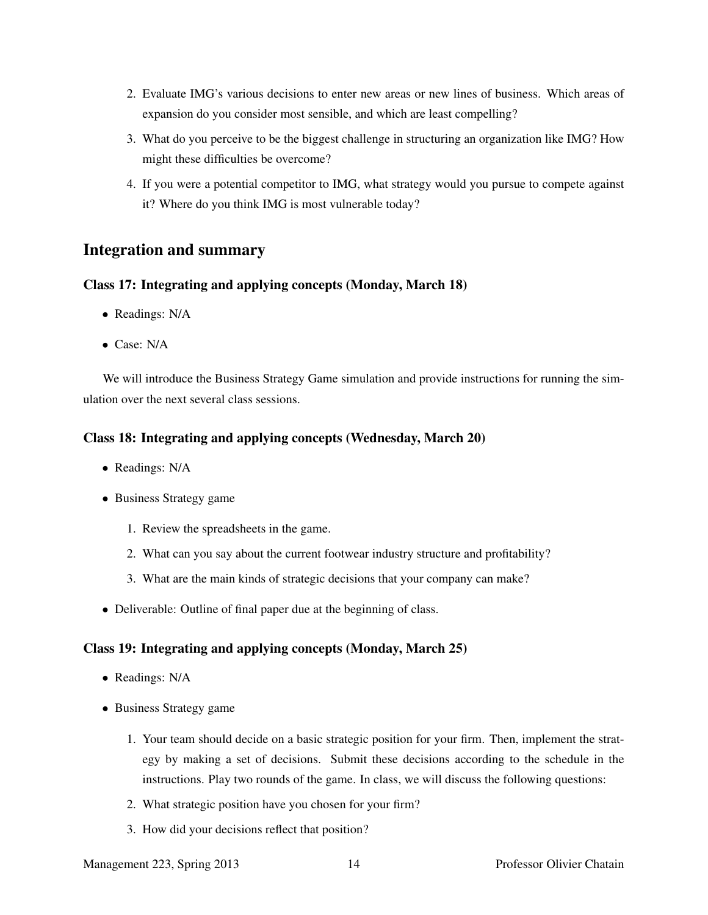2. Evaluate IMG's various decisions to enter new areas or new lines of business. Which areas of expansion do you consider most sensible, and which are least compelling?
3. What do you perceive to be the biggest challenge in structuring an organization like IMG? How might these difficulties be overcome?
4. If you were a potential competitor to IMG, what strategy would you pursue to compete against it? Where do you think IMG is most vulnerable today?

## Integration and summary

### Class 17: Integrating and applying concepts (Monday, March 18)

- Readings: N/A
- Case: N/A

We will introduce the Business Strategy Game simulation and provide instructions for running the simulation over the next several class sessions.

### Class 18: Integrating and applying concepts (Wednesday, March 20)

- Readings: N/A
- Business Strategy game
  1. Review the spreadsheets in the game.
  2. What can you say about the current footwear industry structure and profitability?
  3. What are the main kinds of strategic decisions that your company can make?
- Deliverable: Outline of final paper due at the beginning of class.

### Class 19: Integrating and applying concepts (Monday, March 25)

- Readings: N/A
- Business Strategy game
  1. Your team should decide on a basic strategic position for your firm. Then, implement the strategy by making a set of decisions. Submit these decisions according to the schedule in the instructions. Play two rounds of the game. In class, we will discuss the following questions:
  2. What strategic position have you chosen for your firm?
  3. How did your decisions reflect that position?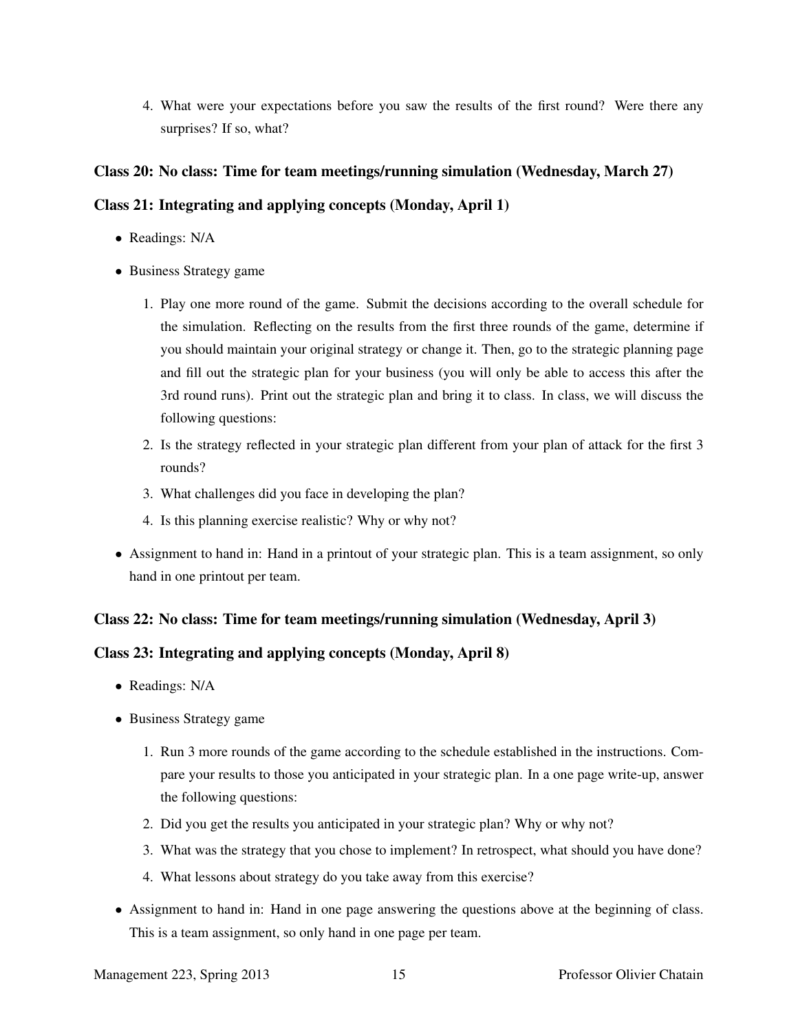4. What were your expectations before you saw the results of the first round? Were there any surprises? If so, what?

### Class 20: No class: Time for team meetings/running simulation (Wednesday, March 27)

### Class 21: Integrating and applying concepts (Monday, April 1)

- Readings: N/A
- Business Strategy game
  1. Play one more round of the game. Submit the decisions according to the overall schedule for the simulation. Reflecting on the results from the first three rounds of the game, determine if you should maintain your original strategy or change it. Then, go to the strategic planning page and fill out the strategic plan for your business (you will only be able to access this after the 3rd round runs). Print out the strategic plan and bring it to class. In class, we will discuss the following questions:
  2. Is the strategy reflected in your strategic plan different from your plan of attack for the first 3 rounds?
  3. What challenges did you face in developing the plan?
  4. Is this planning exercise realistic? Why or why not?
- Assignment to hand in: Hand in a printout of your strategic plan. This is a team assignment, so only hand in one printout per team.

### Class 22: No class: Time for team meetings/running simulation (Wednesday, April 3)

### Class 23: Integrating and applying concepts (Monday, April 8)

- Readings: N/A
- Business Strategy game
  1. Run 3 more rounds of the game according to the schedule established in the instructions. Compare your results to those you anticipated in your strategic plan. In a one page write-up, answer the following questions:
  2. Did you get the results you anticipated in your strategic plan? Why or why not?
  3. What was the strategy that you chose to implement? In retrospect, what should you have done?
  4. What lessons about strategy do you take away from this exercise?
- Assignment to hand in: Hand in one page answering the questions above at the beginning of class. This is a team assignment, so only hand in one page per team.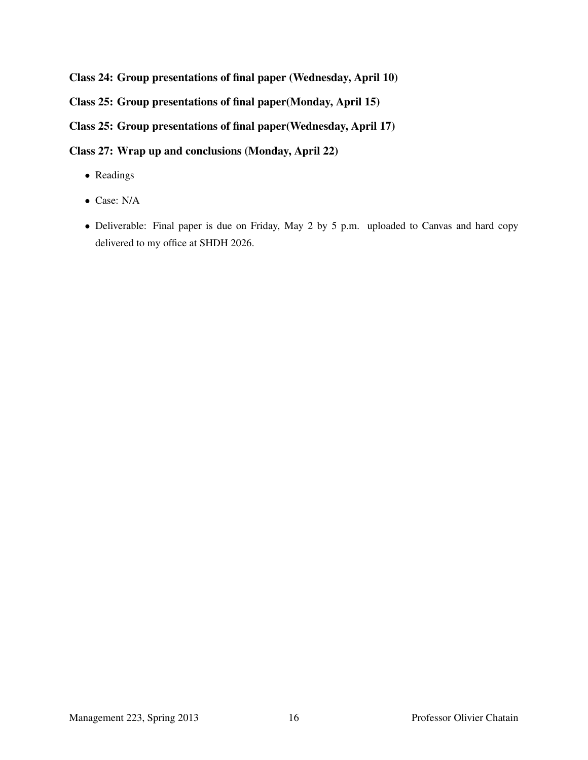**Class 24: Group presentations of final paper (Wednesday, April 10)**

**Class 25: Group presentations of final paper(Monday, April 15)**

**Class 25: Group presentations of final paper(Wednesday, April 17)**

**Class 27: Wrap up and conclusions (Monday, April 22)**

- Readings
- Case: N/A
- Deliverable: Final paper is due on Friday, May 2 by 5 p.m. uploaded to Canvas and hard copy delivered to my office at SHDH 2026.